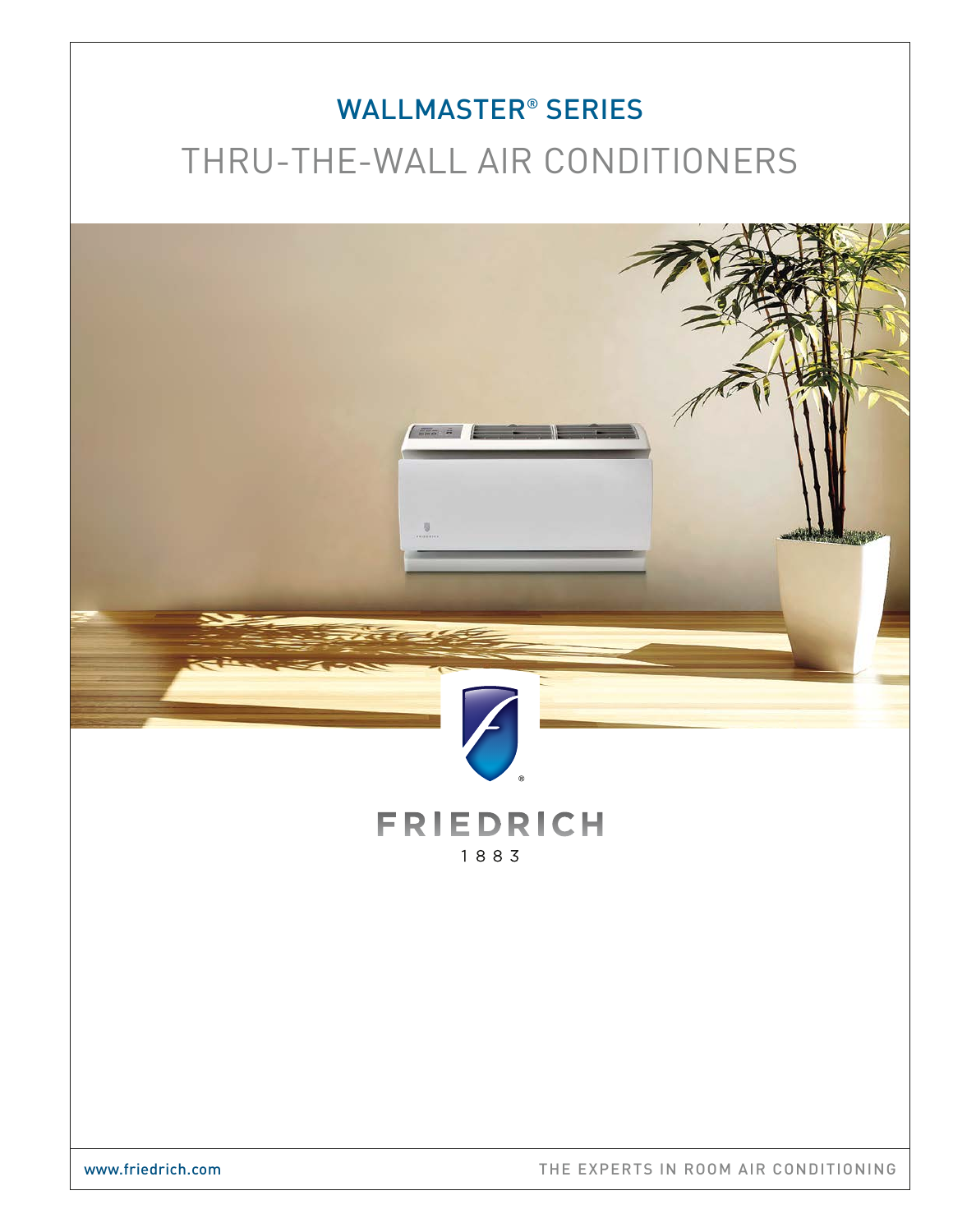# WALLMASTER® SERIES

## THRU-THE-WALL AIR CONDITIONERS

FRIEDRICH

1883

www.friedrich.com

THE EXPERTS IN ROOM AIR CONDITIONING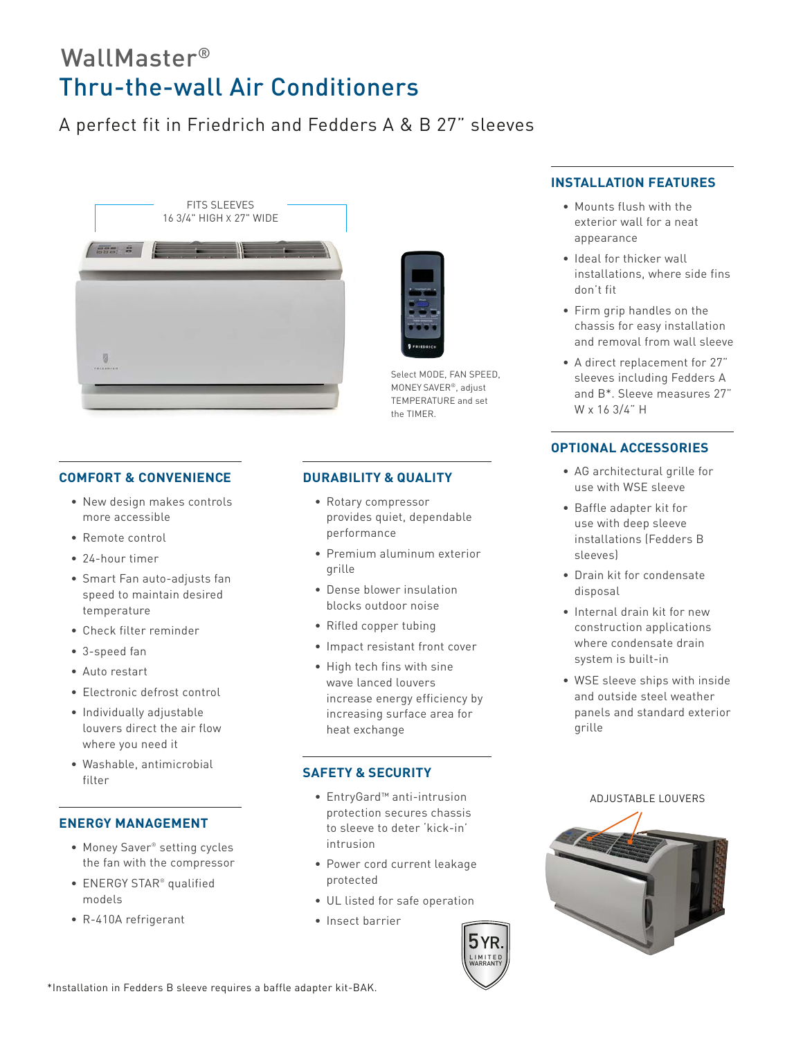# WallMaster®
## Thru-the-wall Air Conditioners

A perfect fit in Friedrich and Fedders A & B 27" sleeves

FITS SLEEVES
16 3/4" HIGH X 27" WIDE

Select MODE, FAN SPEED, MONEY SAVER®, adjust TEMPERATURE and set the TIMER.

### INSTALLATION FEATURES

- Mounts flush with the exterior wall for a neat appearance
- Ideal for thicker wall installations, where side fins don't fit
- Firm grip handles on the chassis for easy installation and removal from wall sleeve
- A direct replacement for 27" sleeves including Fedders A and B*. Sleeve measures 27" W x 16 3/4" H

### OPTIONAL ACCESSORIES

- AG architectural grille for use with WSE sleeve
- Baffle adapter kit for use with deep sleeve installations (Fedders B sleeves)
- Drain kit for condensate disposal
- Internal drain kit for new construction applications where condensate drain system is built-in
- WSE sleeve ships with inside and outside steel weather panels and standard exterior grille

### COMFORT & CONVENIENCE

- New design makes controls more accessible
- Remote control
- 24-hour timer
- Smart Fan auto-adjusts fan speed to maintain desired temperature
- Check filter reminder
- 3-speed fan
- Auto restart
- Electronic defrost control
- Individually adjustable louvers direct the air flow where you need it
- Washable, antimicrobial filter

### ENERGY MANAGEMENT

- Money Saver® setting cycles the fan with the compressor
- ENERGY STAR® qualified models
- R-410A refrigerant

### DURABILITY & QUALITY

- Rotary compressor provides quiet, dependable performance
- Premium aluminum exterior grille
- Dense blower insulation blocks outdoor noise
- Rifled copper tubing
- Impact resistant front cover
- High tech fins with sine wave lanced louvers increase energy efficiency by increasing surface area for heat exchange

### SAFETY & SECURITY

- EntryGard™ anti-intrusion protection secures chassis to sleeve to deter 'kick-in' intrusion
- Power cord current leakage protected
- UL listed for safe operation
- Insect barrier

5 YR. LIMITED WARRANTY

ADJUSTABLE LOUVERS

*Installation in Fedders B sleeve requires a baffle adapter kit-BAK.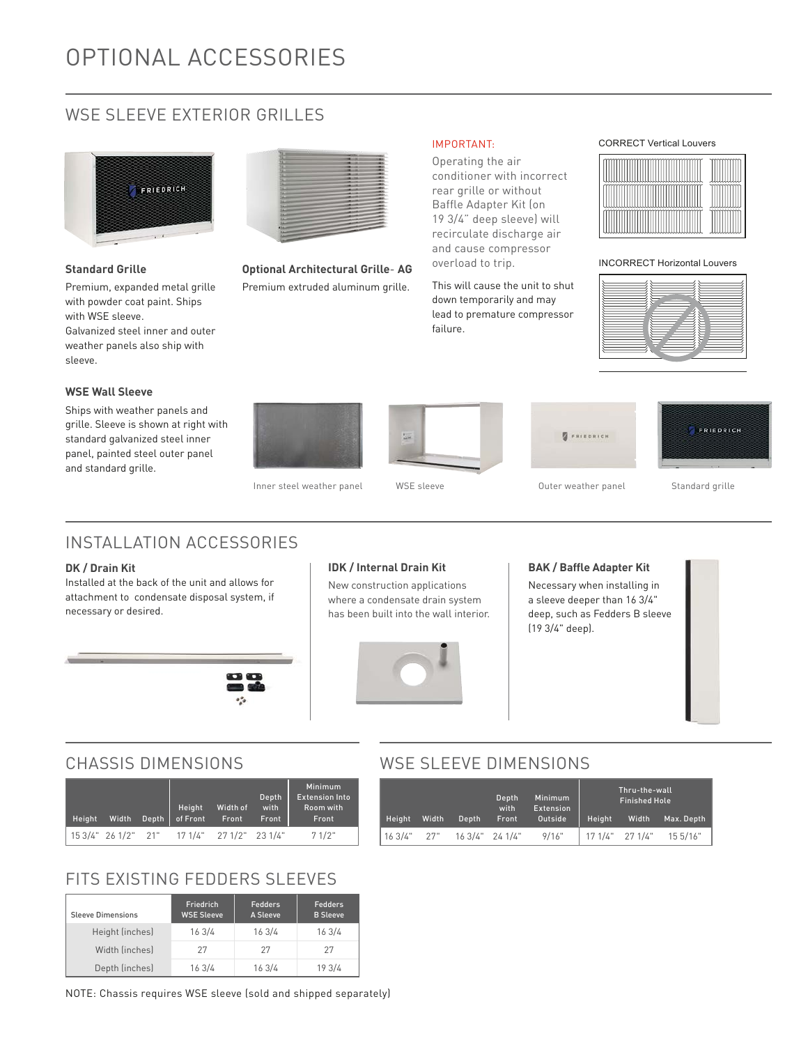# OPTIONAL ACCESSORIES

## WSE SLEEVE EXTERIOR GRILLES

**Standard Grille**

Premium, expanded metal grille with powder coat paint. Ships with WSE sleeve.
Galvanized steel inner and outer weather panels also ship with sleeve.

**Optional Architectural Grille- AG**

Premium extruded aluminum grille.

IMPORTANT:

Operating the air conditioner with incorrect rear grille or without Baffle Adapter Kit (on 19 3/4" deep sleeve) will recirculate discharge air and cause compressor overload to trip.

This will cause the unit to shut down temporarily and may lead to premature compressor failure.

CORRECT Vertical Louvers

INCORRECT Horizontal Louvers

**WSE Wall Sleeve**

Ships with weather panels and grille. Sleeve is shown at right with standard galvanized steel inner panel, painted steel outer panel and standard grille.

Inner steel weather panel

WSE sleeve

Outer weather panel

Standard grille

## INSTALLATION ACCESSORIES

**DK / Drain Kit**

Installed at the back of the unit and allows for attachment to condensate disposal system, if necessary or desired.

**IDK / Internal Drain Kit**

New construction applications where a condensate drain system has been built into the wall interior.

**BAK / Baffle Adapter Kit**

Necessary when installing in a sleeve deeper than 16 3/4" deep, such as Fedders B sleeve (19 3/4" deep).

## CHASSIS DIMENSIONS

| Height | Width | Depth | Height of Front | Width of Front | Depth with Front | Minimum Extension Into Room with Front |
|---|---|---|---|---|---|---|
| 15 3/4" | 26 1/2" | 21" | 17 1/4" | 27 1/2" | 23 1/4" | 7 1/2" |

## WSE SLEEVE DIMENSIONS

| Height | Width | Depth | Depth with Front | Minimum Extension Outside | Thru-the-wall Finished Hole | | |
|---|---|---|---|---|---|---|---|
| | | | | | Height | Width | Max. Depth |
| 16 3/4" | 27" | 16 3/4" | 24 1/4" | 9/16" | 17 1/4" | 27 1/4" | 15 5/16" |

## FITS EXISTING FEDDERS SLEEVES

| Sleeve Dimensions | Friedrich WSE Sleeve | Fedders A Sleeve | Fedders B Sleeve |
|---|---|---|---|
| Height (inches) | 16 3/4 | 16 3/4 | 16 3/4 |
| Width (inches) | 27 | 27 | 27 |
| Depth (inches) | 16 3/4 | 16 3/4 | 19 3/4 |

NOTE: Chassis requires WSE sleeve (sold and shipped separately)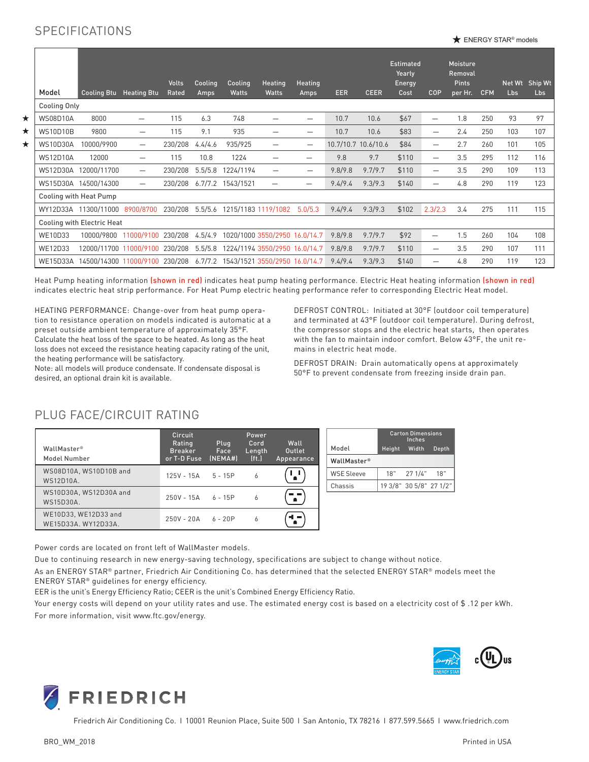## SPECIFICATIONS

★ ENERGY STAR® models

| | Model | Cooling Btu | Heating Btu | Volts Rated | Cooling Amps | Cooling Watts | Heating Watts | Heating Amps | EER | CEER | Estimated Yearly Energy Cost | COP | Moisture Removal Pints per Hr. | CFM | Net Wt Lbs | Ship Wt Lbs |
|---|---|---|---|---|---|---|---|---|---|---|---|---|---|---|---|---|
| | **Cooling Only** | | | | | | | | | | | | | | | |
| ★ | WS08D10A | 8000 | — | 115 | 6.3 | 748 | — | — | 10.7 | 10.6 | $67 | — | 1.8 | 250 | 93 | 97 |
| ★ | WS10D10B | 9800 | — | 115 | 9.1 | 935 | — | — | 10.7 | 10.6 | $83 | — | 2.4 | 250 | 103 | 107 |
| ★ | WS10D30A | 10000/9900 | — | 230/208 | 4.4/4.6 | 935/925 | — | — | 10.7/10.7 | 10.6/10.6 | $84 | — | 2.7 | 260 | 101 | 105 |
| | WS12D10A | 12000 | — | 115 | 10.8 | 1224 | — | — | 9.8 | 9.7 | $110 | — | 3.5 | 295 | 112 | 116 |
| | WS12D30A | 12000/11700 | — | 230/208 | 5.5/5.8 | 1224/1194 | — | — | 9.8/9.8 | 9.7/9.7 | $110 | — | 3.5 | 290 | 109 | 113 |
| | WS15D30A | 14500/14300 | — | 230/208 | 6.7/7.2 | 1543/1521 | — | — | 9.4/9.4 | 9.3/9.3 | $140 | — | 4.8 | 290 | 119 | 123 |
| | **Cooling with Heat Pump** | | | | | | | | | | | | | | | |
| | WY12D33A | 11300/11000 | 8900/8700 | 230/208 | 5.5/5.6 | 1215/1183 | 1119/1082 | 5.0/5.3 | 9.4/9.4 | 9.3/9.3 | $102 | 2.3/2.3 | 3.4 | 275 | 111 | 115 |
| | **Cooling with Electric Heat** | | | | | | | | | | | | | | | |
| | WE10D33 | 10000/9800 | 11000/9100 | 230/208 | 4.5/4.9 | 1020/1000 | 3550/2950 | 16.0/14.7 | 9.8/9.8 | 9.7/9.7 | $92 | — | 1.5 | 260 | 104 | 108 |
| | WE12D33 | 12000/11700 | 11000/9100 | 230/208 | 5.5/5.8 | 1224/1194 | 3550/2950 | 16.0/14.7 | 9.8/9.8 | 9.7/9.7 | $110 | — | 3.5 | 290 | 107 | 111 |
| | WE15D33A | 14500/14300 | 11000/9100 | 230/208 | 6.7/7.2 | 1543/1521 | 3550/2950 | 16.0/14.7 | 9.4/9.4 | 9.3/9.3 | $140 | — | 4.8 | 290 | 119 | 123 |

Heat Pump heating information **(shown in red)** indicates heat pump heating performance. Electric Heat heating information **(shown in red)** indicates electric heat strip performance. For Heat Pump electric heating performance refer to corresponding Electric Heat model.

HEATING PERFORMANCE: Change-over from heat pump operation to resistance operation on models indicated is automatic at a preset outside ambient temperature of approximately 35°F. Calculate the heat loss of the space to be heated. As long as the heat loss does not exceed the resistance heating capacity rating of the unit, the heating performance will be satisfactory.
Note: all models will produce condensate. If condensate disposal is desired, an optional drain kit is available.

DEFROST CONTROL: Initiated at 30°F (outdoor coil temperature) and terminated at 43°F (outdoor coil temperature). During defrost, the compressor stops and the electric heat starts, then operates with the fan to maintain indoor comfort. Below 43°F, the unit remains in electric heat mode.

DEFROST DRAIN: Drain automatically opens at approximately 50°F to prevent condensate from freezing inside drain pan.

## PLUG FACE/CIRCUIT RATING

| WallMaster® Model Number | Circuit Rating Breaker or T-D Fuse | Plug Face (NEMA#) | Power Cord Length (ft.) | Wall Outlet Appearance |
|---|---|---|---|---|
| WS08D10A, WS10D10B and WS12D10A. | 125V - 15A | 5 - 15P | 6 | |
| WS10D30A, WS12D30A and WS15D30A. | 250V - 15A | 6 - 15P | 6 | |
| WE10D33, WE12D33 and WE15D33A. WY12D33A. | 250V - 20A | 6 - 20P | 6 | |

| Model | Carton Dimensions Inches Height | Width | Depth |
|---|---|---|---|
| **WallMaster®** | | | |
| WSE Sleeve | 18" | 27 1/4" | 18" |
| Chassis | 19 3/8" | 30 5/8" | 27 1/2" |

Power cords are located on front left of WallMaster models.

Due to continuing research in new energy-saving technology, specifications are subject to change without notice.

As an ENERGY STAR® partner, Friedrich Air Conditioning Co. has determined that the selected ENERGY STAR® models meet the ENERGY STAR® guidelines for energy efficiency.

EER is the unit's Energy Efficiency Ratio; CEER is the unit's Combined Energy Efficiency Ratio.

Your energy costs will depend on your utility rates and use. The estimated energy cost is based on a electricity cost of $ .12 per kWh.

For more information, visit www.ftc.gov/energy.

FRIEDRICH

Friedrich Air Conditioning Co. | 10001 Reunion Place, Suite 500 | San Antonio, TX 78216 | 877.599.5665 | www.friedrich.com

BRO_WM_2018

Printed in USA